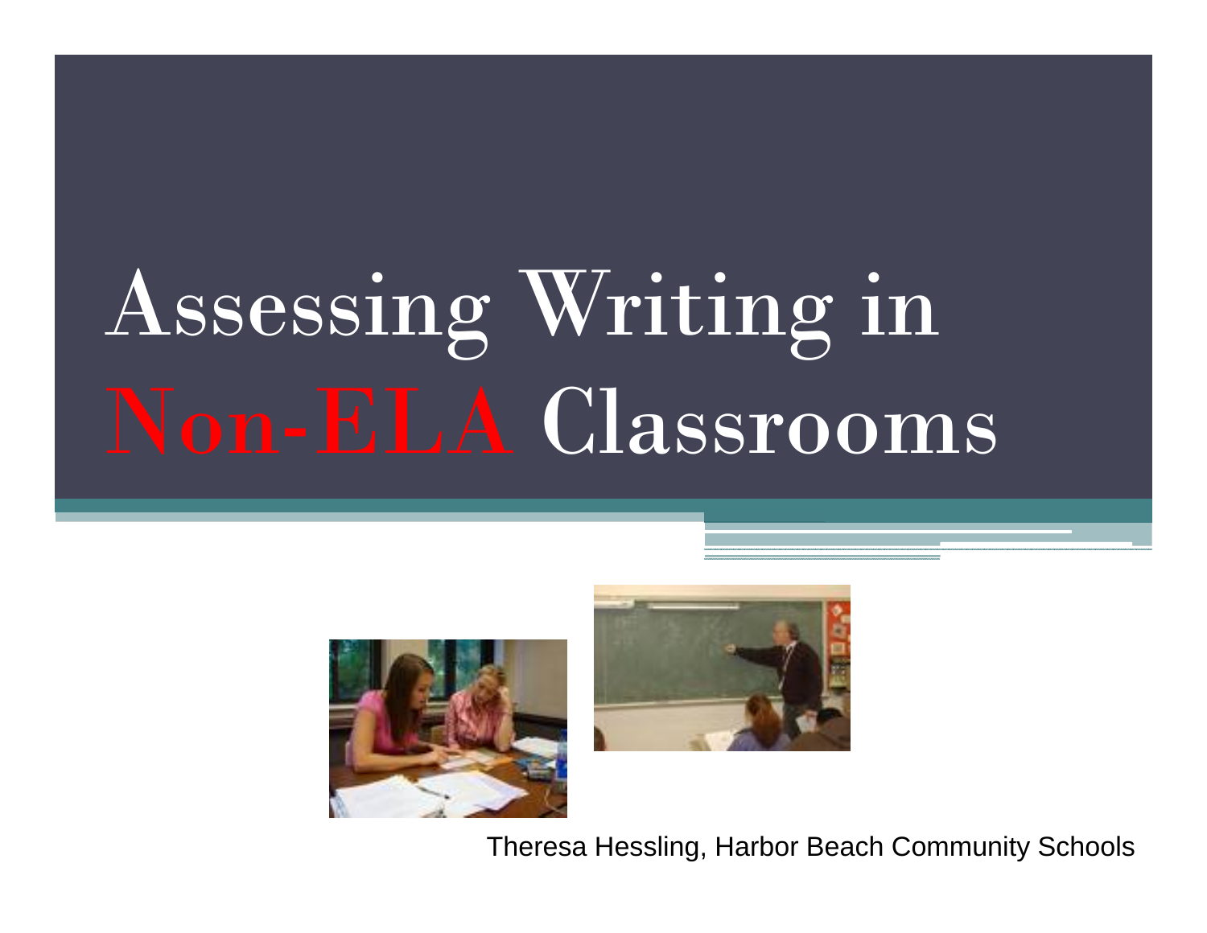# Assessing Writing in Non-ELA Classrooms

Theresa Hessling, Harbor Beach Community Schools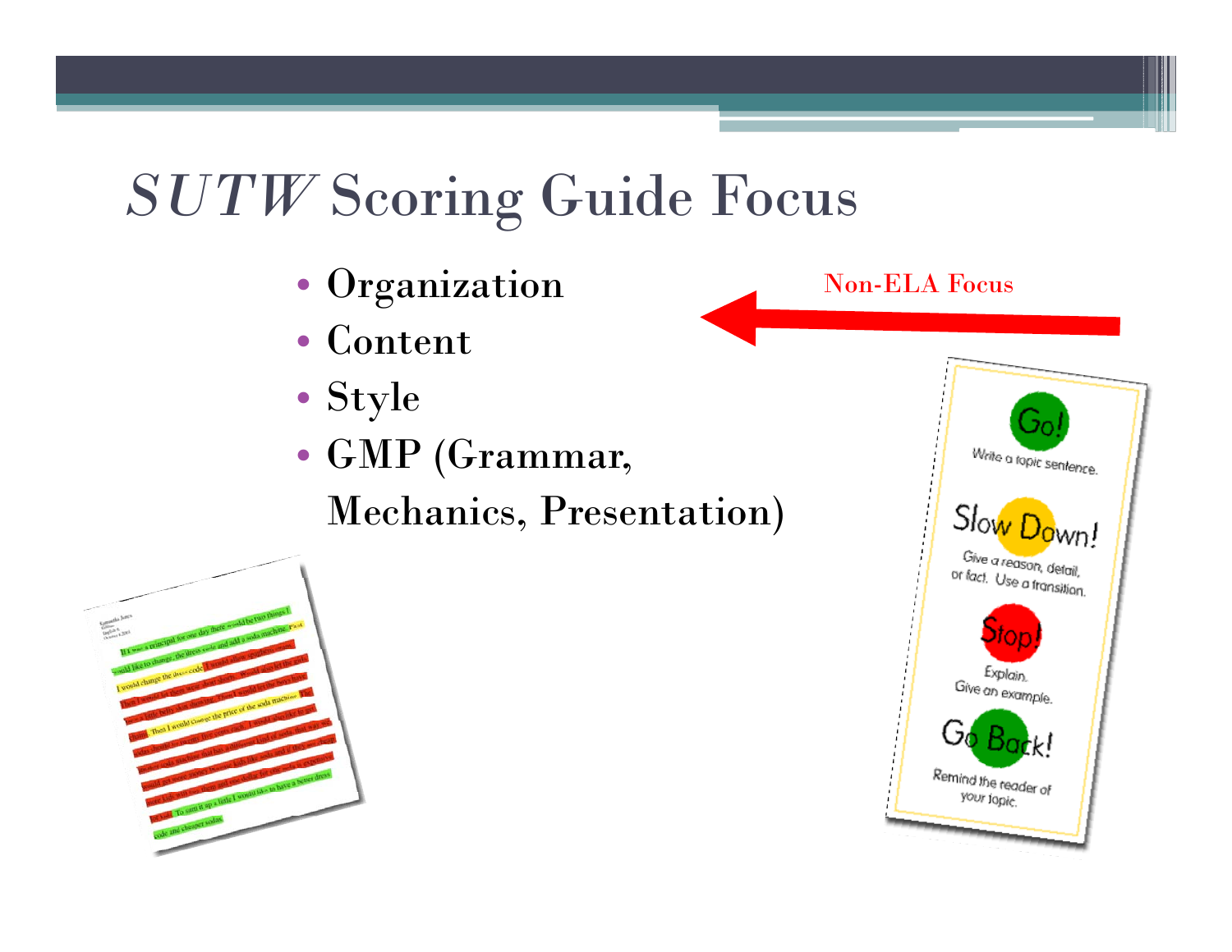# *SUTW* Scoring Guide Focus

- Organization
- Content
- Style
- GMP (Grammar, Mechanics, Presentation)

Non-ELA Focus

Go! Write a topic sentence.

Slow Down! Give a reason, detail, or fact. Use a transition.

Stop! Explain. Give an example.

Go Back! Remind the reader of your topic.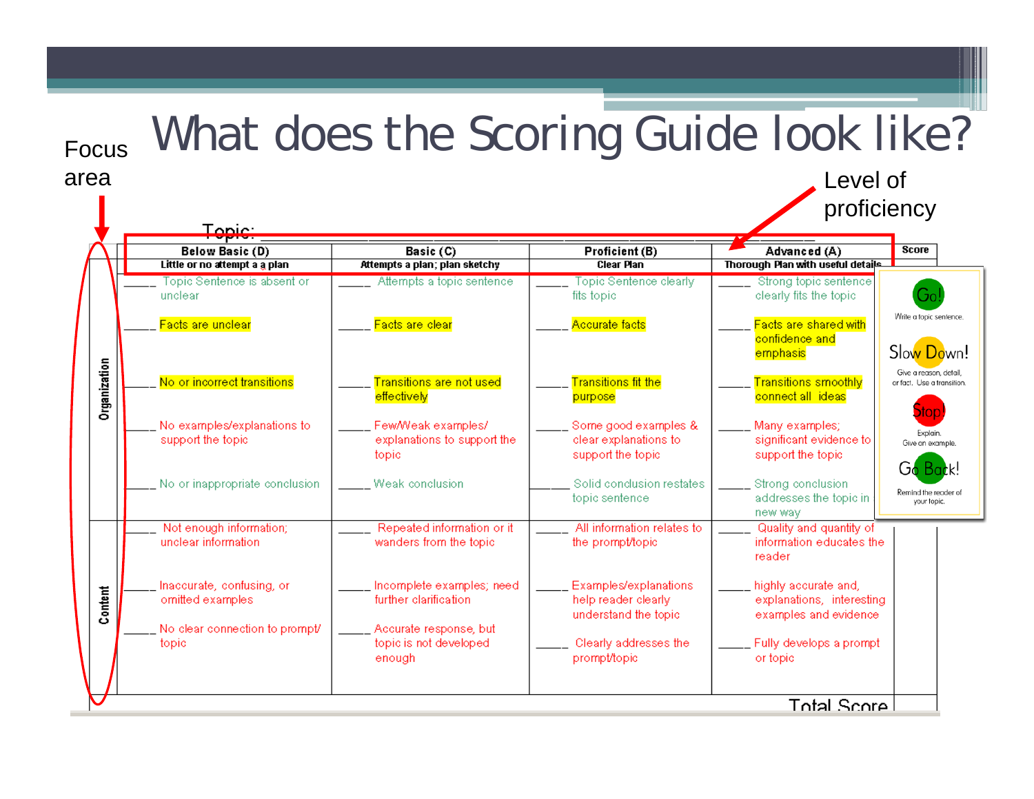# What does the Scoring Guide look like?

Focus area

Level of proficiency

Topic: ____________________

| | Below Basic (D) Little or no attempt a a plan | Basic (C) Attempts a plan; plan sketchy | Proficient (B) Clear Plan | Advanced (A) Thorough Plan with useful details | Score |
|---|---|---|---|---|---|
| Organization | _____ Topic Sentence is absent or unclear | _____ Attempts a topic sentence | _____ Topic Sentence clearly fits topic | _____ Strong topic sentence clearly fits the topic | |
| | _____ Facts are unclear | _____ Facts are clear | _____ Accurate facts | _____ Facts are shared with confidence and emphasis | |
| | _____ No or incorrect transitions | _____ Transitions are not used effectively | _____ Transitions fit the purpose | _____ Transitions smoothly connect all ideas | |
| | _____ No examples/explanations to support the topic | _____ Few/Weak examples/ explanations to support the topic | _____ Some good examples & clear explanations to support the topic | _____ Many examples; significant evidence to support the topic | |
| | _____ No or inappropriate conclusion | _____ Weak conclusion | _____ Solid conclusion restates topic sentence | _____ Strong conclusion addresses the topic in new way | |
| Content | _____ Not enough information; unclear information | _____ Repeated information or it wanders from the topic | _____ All information relates to the prompt/topic | _____ Quality and quantity of information educates the reader | |
| | _____ Inaccurate, confusing, or omitted examples | _____ Incomplete examples; need further clarification | _____ Examples/explanations help reader clearly understand the topic | _____ highly accurate and, explanations, interesting examples and evidence | |
| | _____ No clear connection to prompt/ topic | _____ Accurate response, but topic is not developed enough | _____ Clearly addresses the prompt/topic | _____ Fully develops a prompt or topic | |
| | | | | Total Score | |

Go! Write a topic sentence.

Slow Down! Give a reason, detail, or fact. Use a transition.

Stop! Explain. Give an example.

Go Back! Remind the reader of your topic.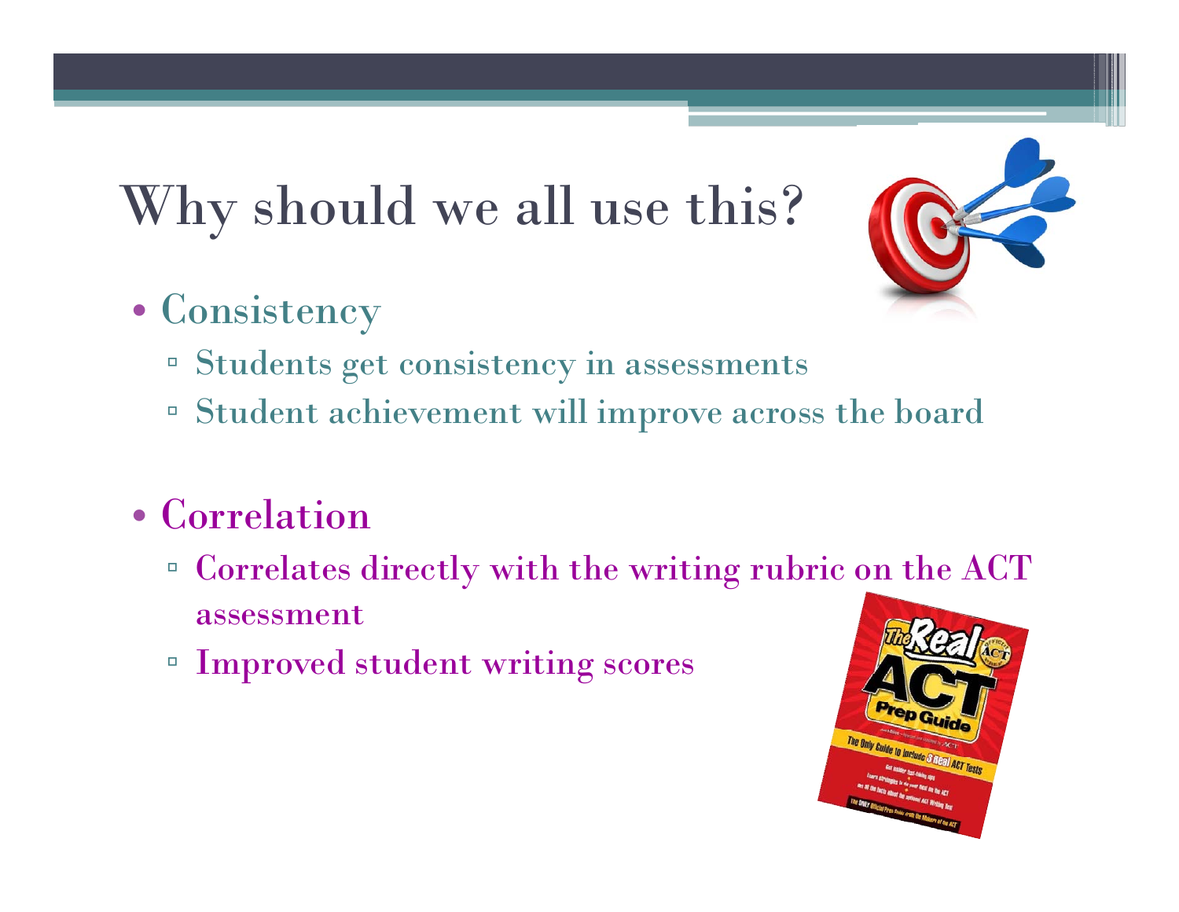# Why should we all use this?

- Consistency
  - Students get consistency in assessments
  - Student achievement will improve across the board

- Correlation
  - Correlates directly with the writing rubric on the ACT assessment
  - Improved student writing scores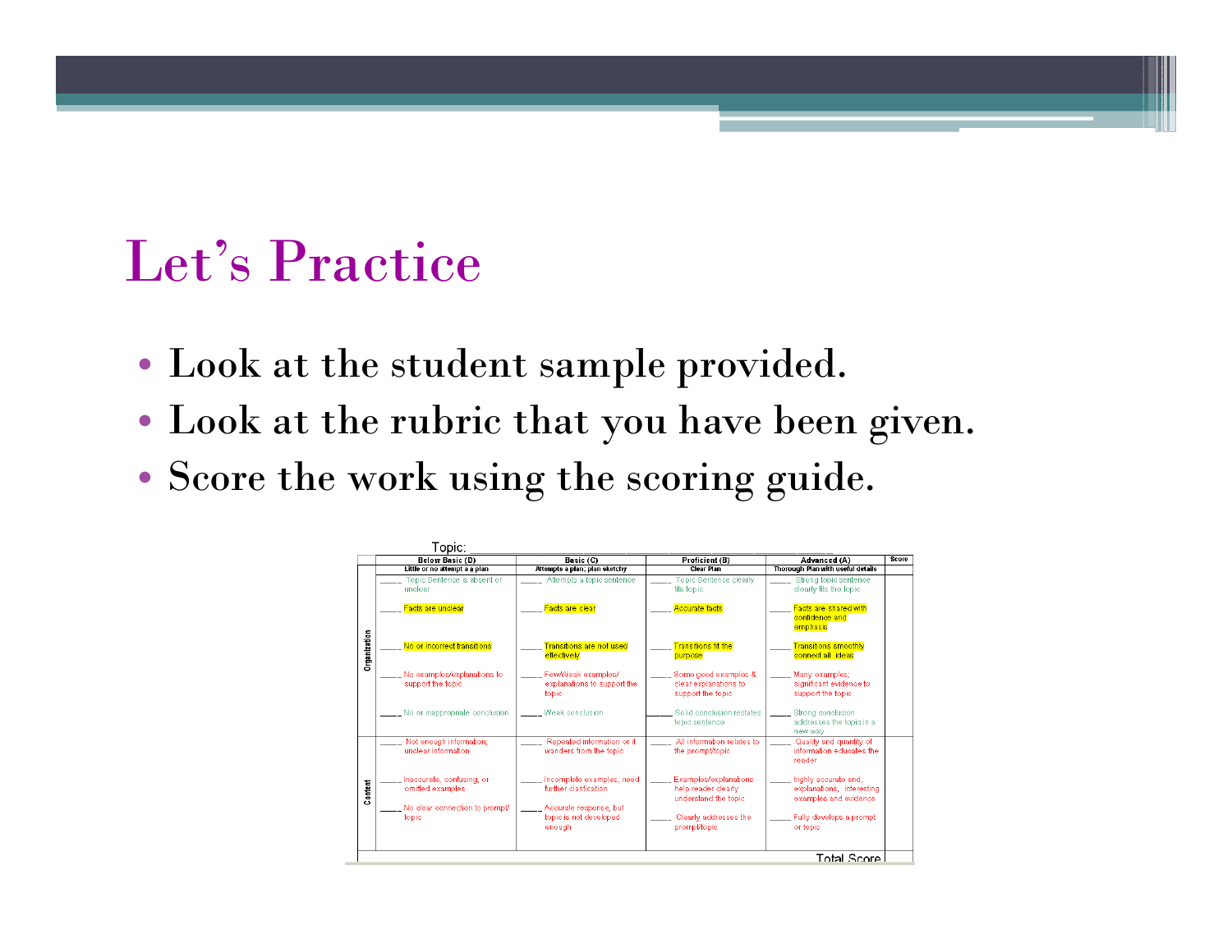# Let's Practice

- Look at the student sample provided.
- Look at the rubric that you have been given.
- Score the work using the scoring guide.

Topic: ____________________

| | Below Basic (D) | Basic (C) | Proficient (B) | Advanced (A) | Score |
|---|---|---|---|---|---|
| | Little or no attempt a a plan | Attempts a plan; plan sketchy | Clear Plan | Thorough Plan with useful details | |
| Organization | ____ Topic Sentence is absent or unclear | ____ Attempts a topic sentence | ____ Topic Sentence clearly fits topic | ____ Strong topic sentence clearly fits the topic | |
| | ____ Facts are unclear | ____ Facts are clear | ____ Accurate facts | ____ Facts are shared with confidence and emphasis | |
| | ____ No or incorrect transitions | ____ Transitions are not used effectively | ____ Transitions fit the purpose | ____ Transitions smoothly connect all ideas | |
| | ____ No examples/explanations to support the topic | ____ Few/Weak examples/ explanations to support the topic | ____ Some good examples & clear explanations to support the topic | ____ Many examples; significant evidence to support the topic | |
| | ____ No or inappropriate conclusion | ____ Weak conclusion | ____ Solid conclusion restates topic sentence | ____ Strong conclusion addresses the topic in a new way | |
| Content | ____ Not enough information; unclear information | ____ Repeated information or it wanders from the topic | ____ All information relates to the prompt/topic | ____ Quality and quantity of information educates the reader | |
| | ____ Inaccurate, confusing, or omitted examples | ____ Incomplete examples; need further clarification | ____ Examples/explanations help reader clearly understand the topic | ____ highly accurate and, explanations, interesting examples and evidence | |
| | ____ No clear connection to prompt/ topic | ____ Accurate response, but topic is not developed enough | ____ Clearly addresses the prompt/topic | ____ Fully develops a prompt or topic | |
| | | | | Total Score | |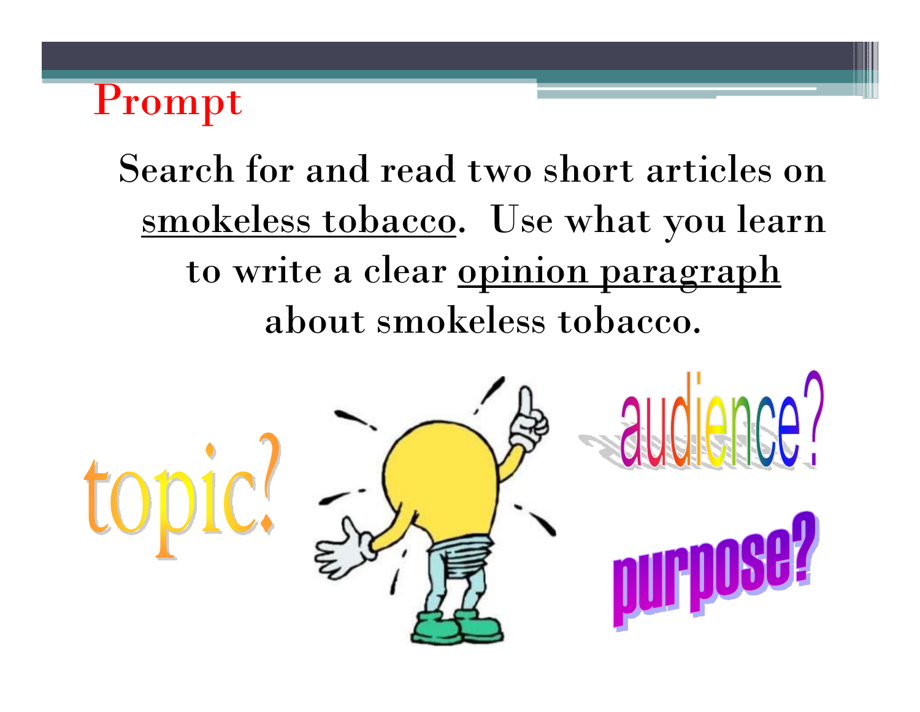# Prompt

Search for and read two short articles on <u>smokeless tobacco</u>. Use what you learn to write a clear <u>opinion paragraph</u> about smokeless tobacco.

topic?

audience?

purpose?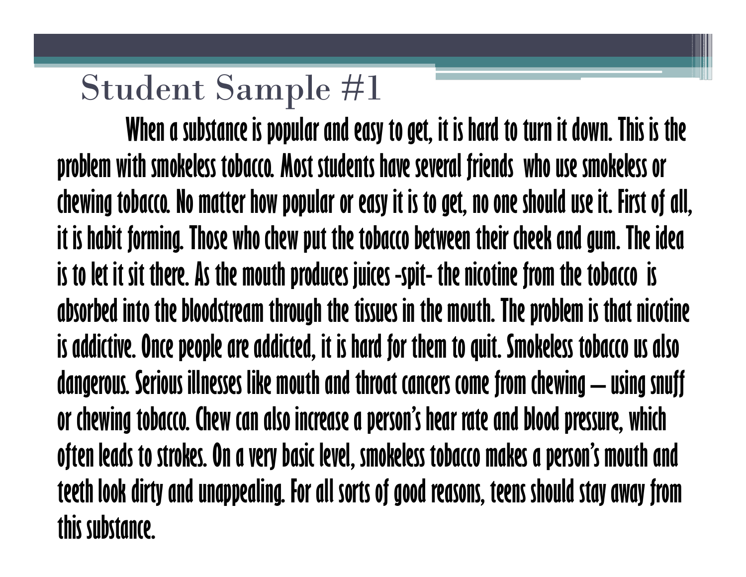# Student Sample #1

When a substance is popular and easy to get, it is hard to turn it down. This is the problem with smokeless tobacco. Most students have several friends who use smokeless or chewing tobacco. No matter how popular or easy it is to get, no one should use it. First of all, it is habit forming. Those who chew put the tobacco between their cheek and gum. The idea is to let it sit there. As the mouth produces juices -spit- the nicotine from the tobacco is absorbed into the bloodstream through the tissues in the mouth. The problem is that nicotine is addictive. Once people are addicted, it is hard for them to quit. Smokeless tobacco us also dangerous. Serious illnesses like mouth and throat cancers come from chewing – using snuff or chewing tobacco. Chew can also increase a person's hear rate and blood pressure, which often leads to strokes. On a very basic level, smokeless tobacco makes a person's mouth and teeth look dirty and unappealing. For all sorts of good reasons, teens should stay away from this substance.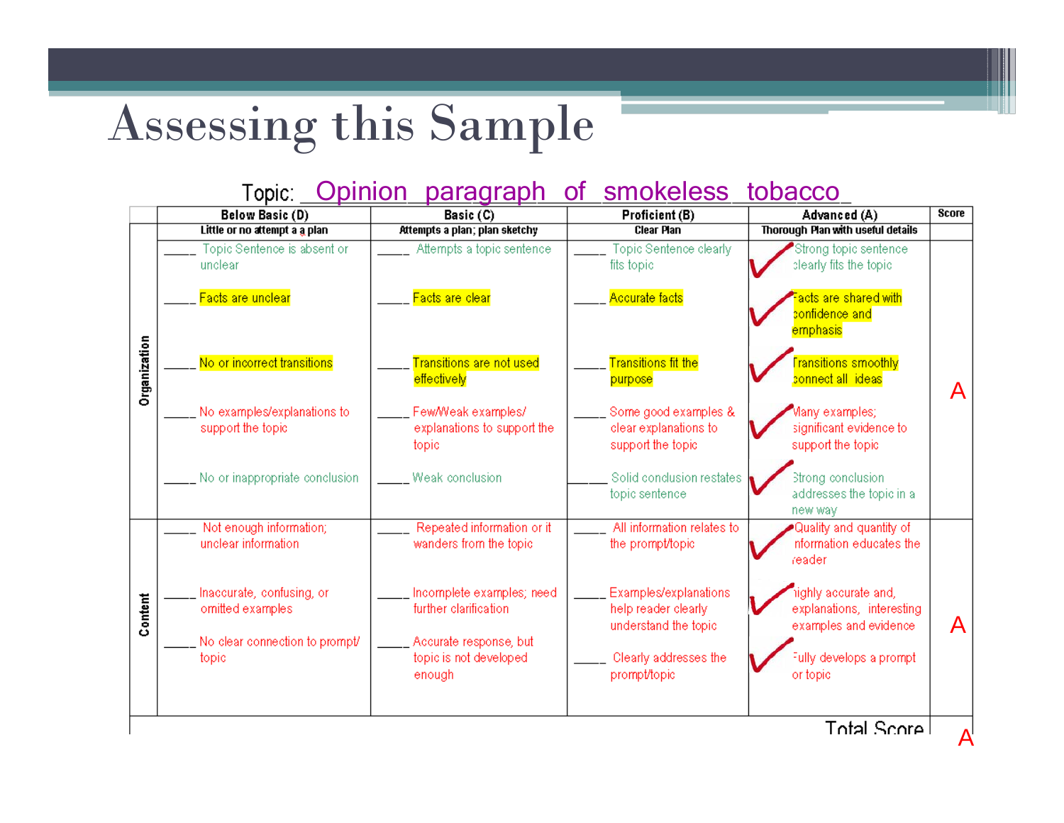# Assessing this Sample

Topic: Opinion paragraph of smokeless tobacco

| | Below Basic (D) Little or no attempt a a plan | Basic (C) Attempts a plan; plan sketchy | Proficient (B) Clear Plan | Advanced (A) Thorough Plan with useful details | Score |
|---|---|---|---|---|---|
| Organization | ____ Topic Sentence is absent or unclear | ____ Attempts a topic sentence | ____ Topic Sentence clearly fits topic | ✓ Strong topic sentence clearly fits the topic | A |
| | ____ Facts are unclear | ____ Facts are clear | ____ Accurate facts | ✓ Facts are shared with confidence and emphasis | |
| | ____ No or incorrect transitions | ____ Transitions are not used effectively | ____ Transitions fit the purpose | ✓ Transitions smoothly connect all ideas | |
| | ____ No examples/explanations to support the topic | ____ Few/Weak examples/ explanations to support the topic | ____ Some good examples & clear explanations to support the topic | ✓ Many examples; significant evidence to support the topic | |
| | ____ No or inappropriate conclusion | ____ Weak conclusion | ____ Solid conclusion restates topic sentence | ✓ Strong conclusion addresses the topic in a new way | |
| Content | ____ Not enough information; unclear information | ____ Repeated information or it wanders from the topic | ____ All information relates to the prompt/topic | ✓ Quality and quantity of information educates the reader | A |
| | ____ Inaccurate, confusing, or omitted examples | ____ Incomplete examples; need further clarification | ____ Examples/explanations help reader clearly understand the topic | ✓ Highly accurate and, explanations, interesting examples and evidence | |
| | ____ No clear connection to prompt/ topic | ____ Accurate response, but topic is not developed enough | ____ Clearly addresses the prompt/topic | ✓ Fully develops a prompt or topic | |
| | | | | Total Score | A |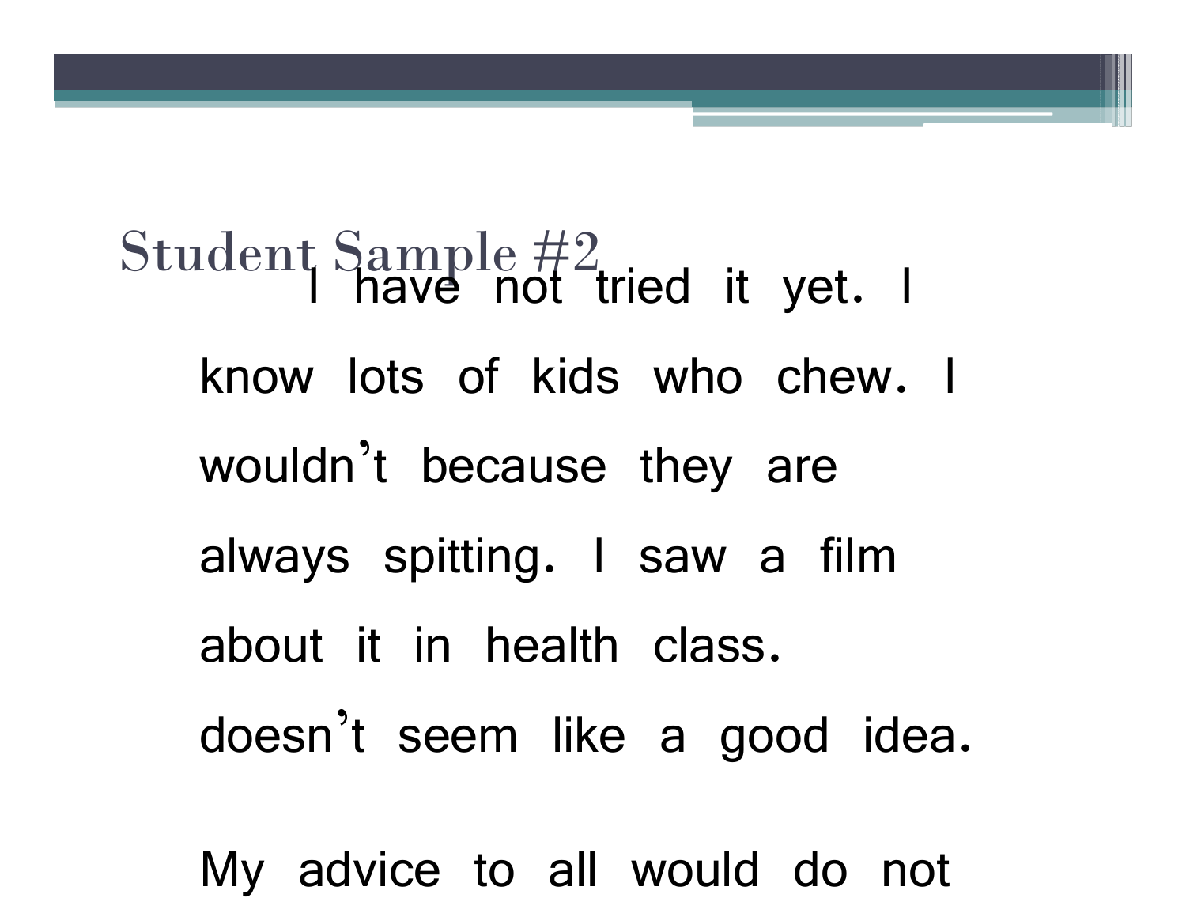# Student Sample #2

I have not tried it yet. I know lots of kids who chew. I wouldn't because they are always spitting. I saw a film about it in health class. doesn't seem like a good idea.

My advice to all would do not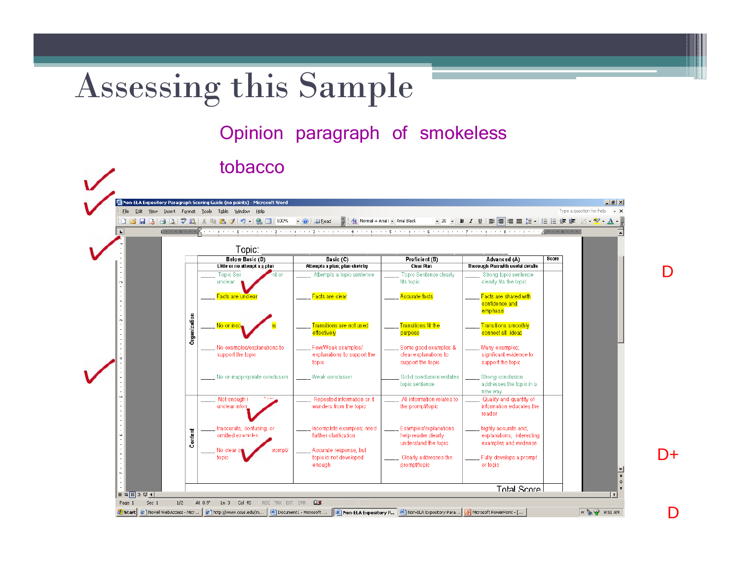# Assessing this Sample

Opinion paragraph of smokeless tobacco

Topic: ___________________________________________

| | Below Basic (D) | Basic (C) | Proficient (B) | Advanced (A) | Score |
|---|---|---|---|---|---|
| | Little or no attempt a a plan | Attempts a plan, plan sketchy | Clear Plan | Thorough Plan with useful details | |
| Organization | ____ Topic Sen... nt or unclear | ____ Attempts a topic sentence | ____ Topic Sentence clearly fits topic | ____ Strong topic sentence clearly fits the topic | |
| | ____ Facts are unclear | ____ Facts are clear | ____ Accurate facts | ____ Facts are shared with confidence and emphasis | |
| | ____ No or inco... ns | ____ Transitions are not used effectively | ____ Transitions fit the purpose | ____ Transitions smoothly connect all ideas | |
| | ____ No examples/explanations to support the topic | ____ Few/Weak examples/ explanations to support the topic | ____ Some good examples & clear explanations to support the topic | ____ Many examples; significant evidence to support the topic | |
| | ____ No or inappropriate conclusion | ____ Weak conclusion | ____ Solid conclusion restates topic sentence | ____ Strong conclusion addresses the topic in a new way | |
| Content | ____ Not enough i... unclear infor... | ____ Repeated information or it wanders from the topic | ____ All information relates to the prompt/topic | ____ Quality and quantity of information educates the reader | |
| | ____ Inaccurate, confusing, or omitted examples | ____ Incomplete examples; need further clarification | ____ Examples/explanations help reader clearly understand the topic | ____ highly accurate and, explanations, interesting examples and evidence | |
| | ____ No clear o... prompt/ topic | ____ Accurate response, but topic is not developed enough | ____ Clearly addresses the prompt/topic | ____ Fully develops a prompt or topic | |
| | | | | Total Score | |

D

D+

D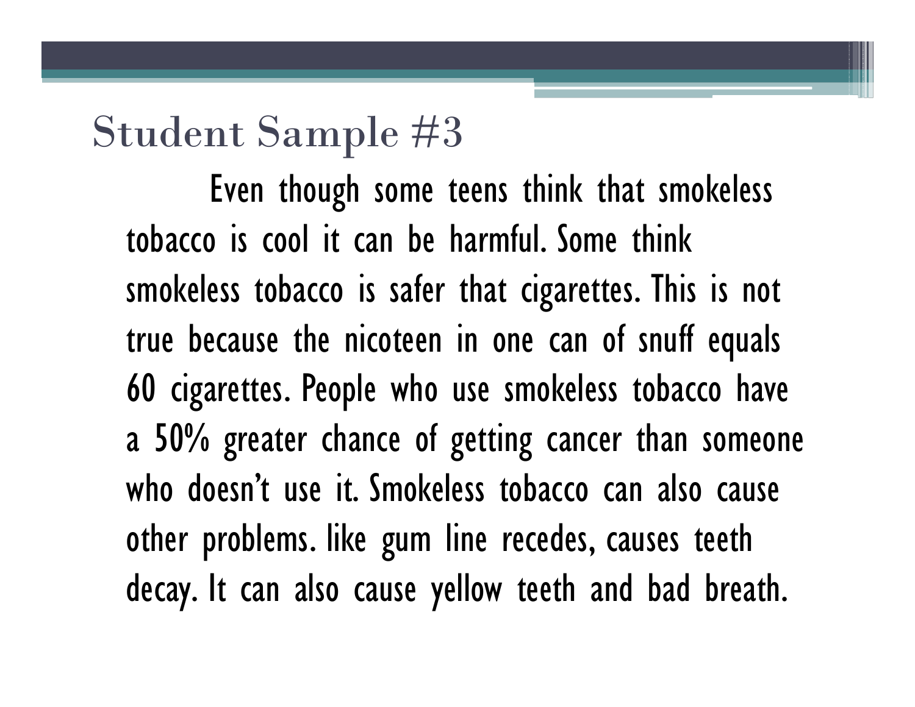# Student Sample #3

Even though some teens think that smokeless tobacco is cool it can be harmful. Some think smokeless tobacco is safer that cigarettes. This is not true because the nicoteen in one can of snuff equals 60 cigarettes. People who use smokeless tobacco have a 50% greater chance of getting cancer than someone who doesn't use it. Smokeless tobacco can also cause other problems. like gum line recedes, causes teeth decay. It can also cause yellow teeth and bad breath.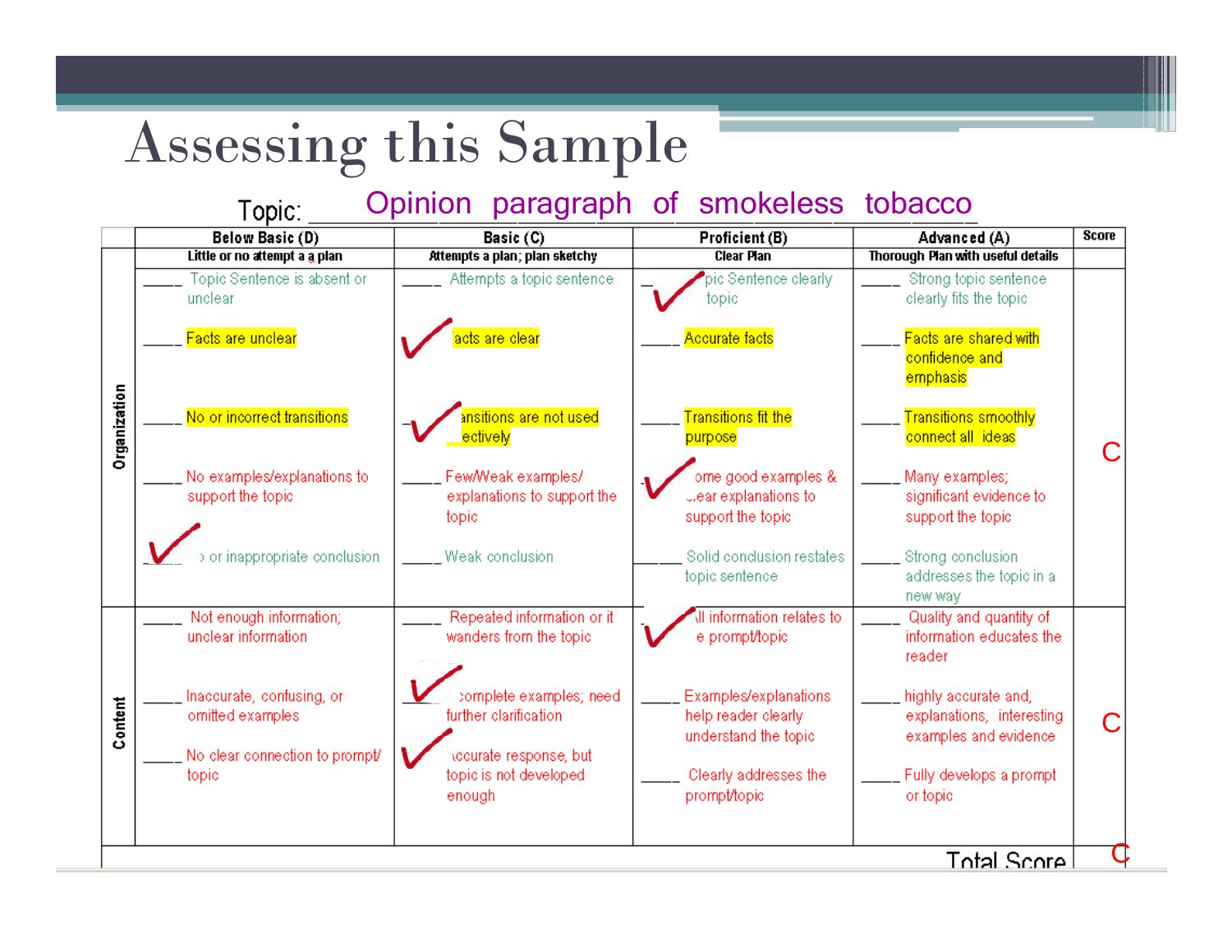# Assessing this Sample

Topic: Opinion paragraph of smokeless tobacco

| | Below Basic (D) | Basic (C) | Proficient (B) | Advanced (A) | Score |
|---|---|---|---|---|---|
| | Little or no attempt a a plan | Attempts a plan; plan sketchy | Clear Plan | Thorough Plan with useful details | |
| **Organization** | ____ Topic Sentence is absent or unclear<br><br>____ Facts are unclear<br><br>____ No or incorrect transitions<br><br>____ No examples/explanations to support the topic<br><br>✓ No or inappropriate conclusion | ____ Attempts a topic sentence<br><br>✓ Facts are clear<br><br>✓ Transitions are not used effectively<br><br>____ Few/Weak examples/ explanations to support the topic<br><br>____ Weak conclusion | ✓ Topic Sentence clearly topic<br><br>____ Accurate facts<br><br>____ Transitions fit the purpose<br><br>✓ Some good examples & clear explanations to support the topic<br><br>____ Solid conclusion restates topic sentence | ____ Strong topic sentence clearly fits the topic<br><br>____ Facts are shared with confidence and emphasis<br><br>____ Transitions smoothly connect all ideas<br><br>____ Many examples; significant evidence to support the topic<br><br>____ Strong conclusion addresses the topic in a new way | C |
| **Content** | ____ Not enough information; unclear information<br><br>____ Inaccurate, confusing, or omitted examples<br><br>____ No clear connection to prompt/ topic | ____ Repeated information or it wanders from the topic<br><br>✓ Incomplete examples; need further clarification<br><br>✓ Accurate response, but topic is not developed enough | ✓ All information relates to the prompt/topic<br><br>____ Examples/explanations help reader clearly understand the topic<br><br>____ Clearly addresses the prompt/topic | ____ Quality and quantity of information educates the reader<br><br>____ highly accurate and, explanations, interesting examples and evidence<br><br>____ Fully develops a prompt or topic | C |
| | | | | Total Score | C |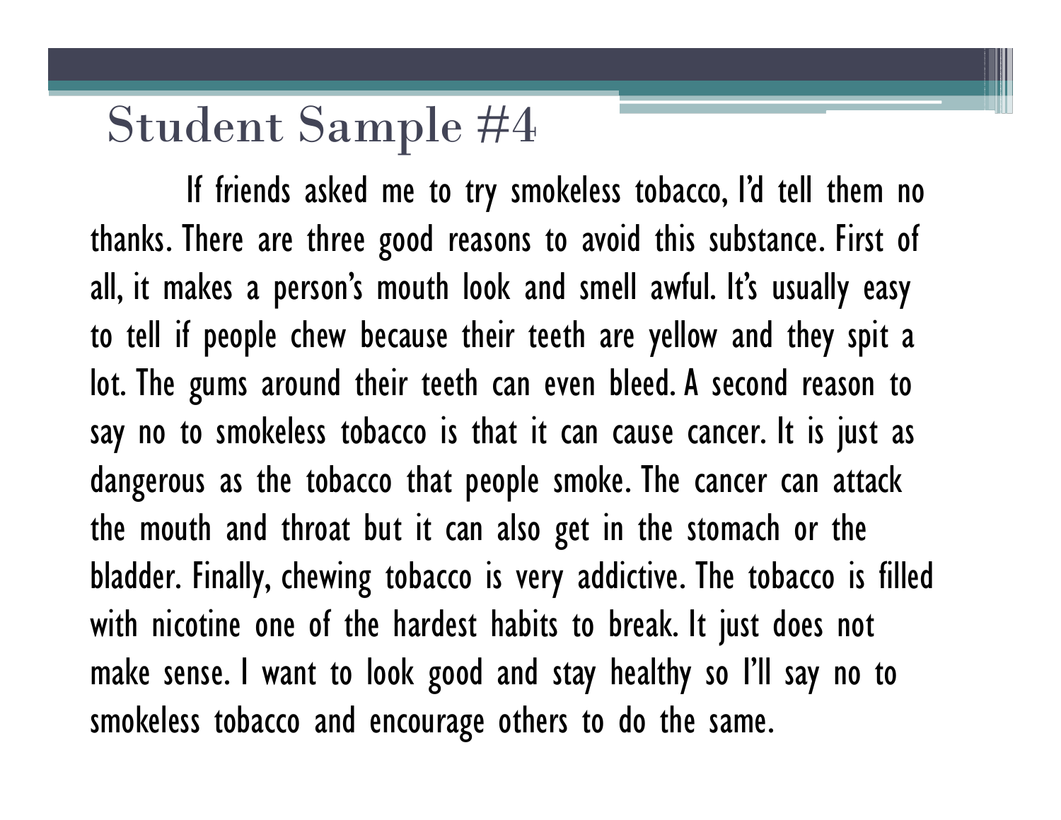# Student Sample #4

If friends asked me to try smokeless tobacco, I'd tell them no thanks. There are three good reasons to avoid this substance. First of all, it makes a person's mouth look and smell awful. It's usually easy to tell if people chew because their teeth are yellow and they spit a lot. The gums around their teeth can even bleed. A second reason to say no to smokeless tobacco is that it can cause cancer. It is just as dangerous as the tobacco that people smoke. The cancer can attack the mouth and throat but it can also get in the stomach or the bladder. Finally, chewing tobacco is very addictive. The tobacco is filled with nicotine one of the hardest habits to break. It just does not make sense. I want to look good and stay healthy so I'll say no to smokeless tobacco and encourage others to do the same.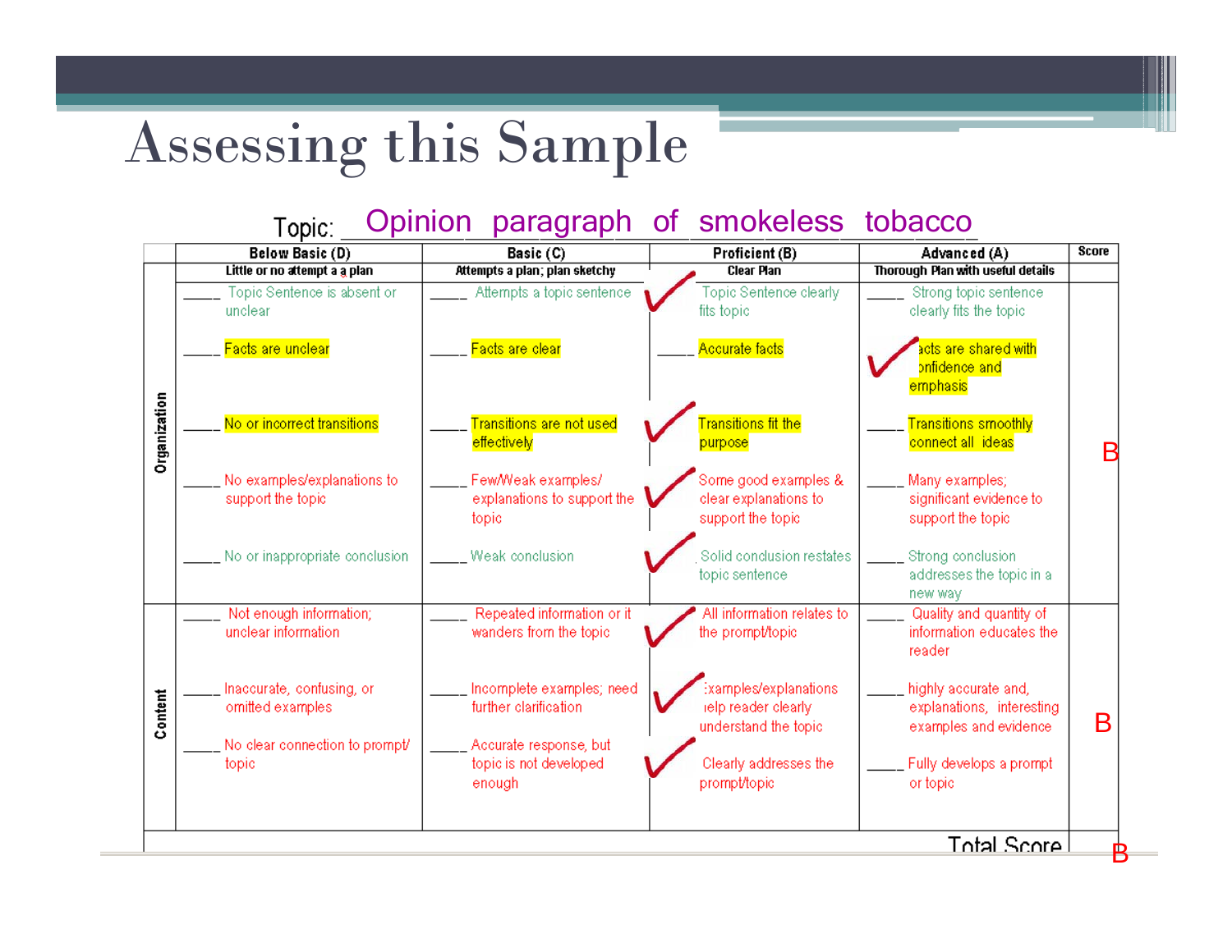# Assessing this Sample

Topic: Opinion paragraph of smokeless tobacco

| | Below Basic (D) | Basic (C) | Proficient (B) | Advanced (A) | Score |
|---|---|---|---|---|---|
| | Little or no attempt a a plan | Attempts a plan; plan sketchy | Clear Plan | Thorough Plan with useful details | |
| Organization | ____ Topic Sentence is absent or unclear | ____ Attempts a topic sentence | ✓ Topic Sentence clearly fits topic | ____ Strong topic sentence clearly fits the topic | B |
| | ____ Facts are unclear | ____ Facts are clear | ____ Accurate facts | ✓ Facts are shared with confidence and emphasis | |
| | ____ No or incorrect transitions | ____ Transitions are not used effectively | ✓ Transitions fit the purpose | ____ Transitions smoothly connect all ideas | |
| | ____ No examples/explanations to support the topic | ____ Few/Weak examples/ explanations to support the topic | ✓ Some good examples & clear explanations to support the topic | ____ Many examples; significant evidence to support the topic | |
| | ____ No or inappropriate conclusion | ____ Weak conclusion | ✓ Solid conclusion restates topic sentence | ____ Strong conclusion addresses the topic in a new way | |
| Content | ____ Not enough information; unclear information | ____ Repeated information or it wanders from the topic | ✓ All information relates to the prompt/topic | ____ Quality and quantity of information educates the reader | B |
| | ____ Inaccurate, confusing, or omitted examples | ____ Incomplete examples; need further clarification | ✓ Examples/explanations help reader clearly understand the topic | ____ highly accurate and, explanations, interesting examples and evidence | |
| | ____ No clear connection to prompt/ topic | ____ Accurate response, but topic is not developed enough | ✓ Clearly addresses the prompt/topic | ____ Fully develops a prompt or topic | |
| | | | | Total Score | B |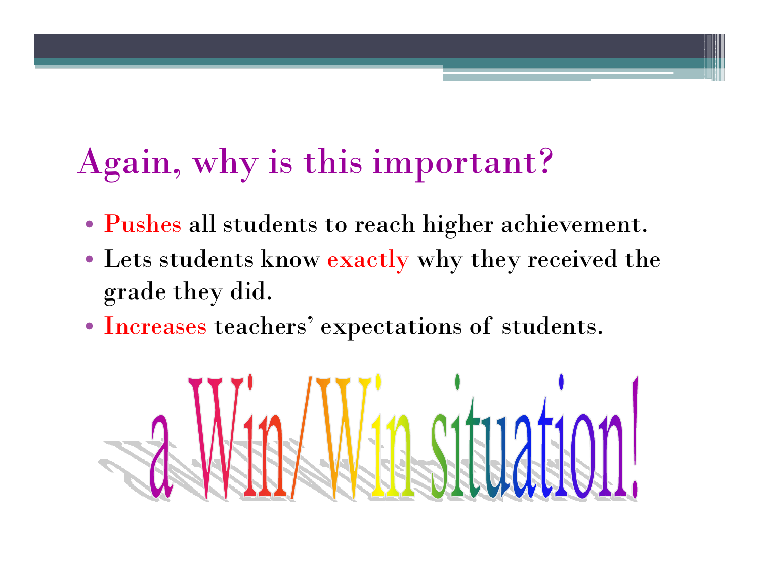# Again, why is this important?

- Pushes all students to reach higher achievement.
- Lets students know exactly why they received the grade they did.
- Increases teachers' expectations of students.

a Win/Win situation!